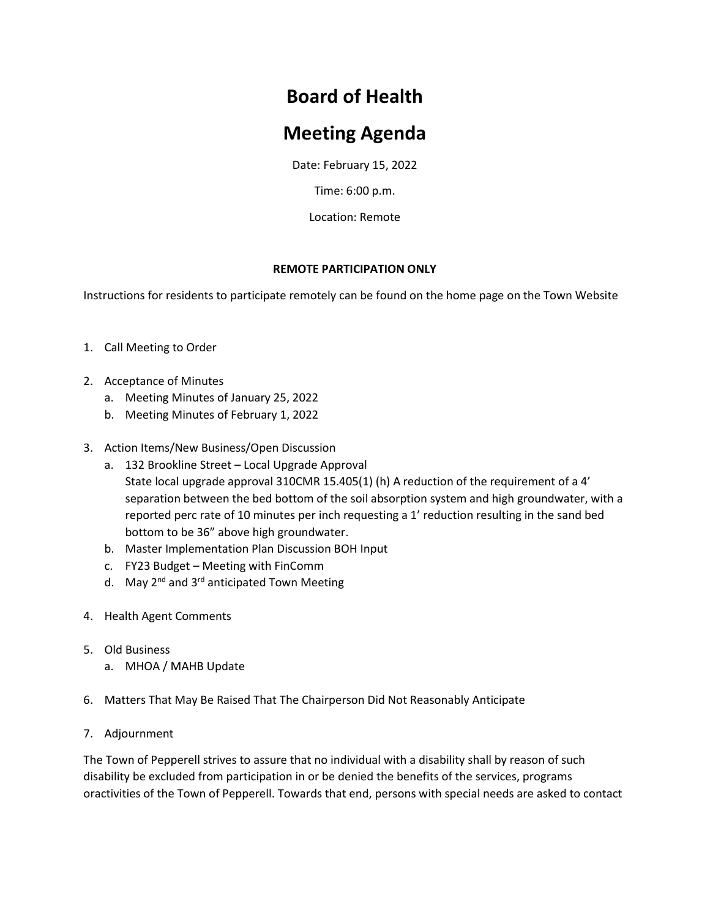# Board of Health

# Meeting Agenda

Date: February 15, 2022

Time: 6:00 p.m.

Location: Remote

**REMOTE PARTICIPATION ONLY**

Instructions for residents to participate remotely can be found on the home page on the Town Website

1. Call Meeting to Order

2. Acceptance of Minutes
   a. Meeting Minutes of January 25, 2022
   b. Meeting Minutes of February 1, 2022

3. Action Items/New Business/Open Discussion
   a. 132 Brookline Street – Local Upgrade Approval
      State local upgrade approval 310CMR 15.405(1) (h) A reduction of the requirement of a 4' separation between the bed bottom of the soil absorption system and high groundwater, with a reported perc rate of 10 minutes per inch requesting a 1' reduction resulting in the sand bed bottom to be 36" above high groundwater.
   b. Master Implementation Plan Discussion BOH Input
   c. FY23 Budget – Meeting with FinComm
   d. May 2nd and 3rd anticipated Town Meeting

4. Health Agent Comments

5. Old Business
   a. MHOA / MAHB Update

6. Matters That May Be Raised That The Chairperson Did Not Reasonably Anticipate

7. Adjournment

The Town of Pepperell strives to assure that no individual with a disability shall by reason of such disability be excluded from participation in or be denied the benefits of the services, programs oractivities of the Town of Pepperell. Towards that end, persons with special needs are asked to contact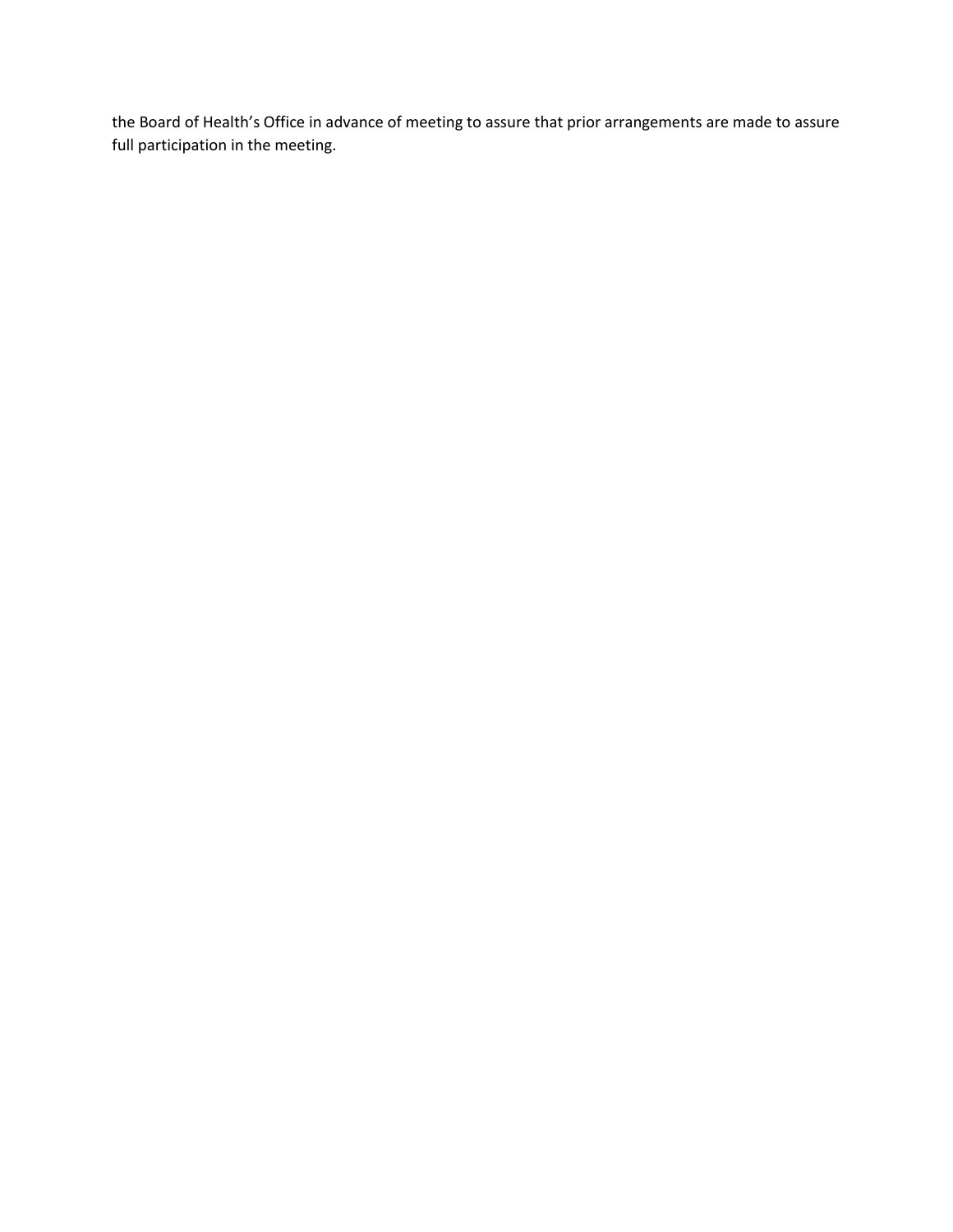the Board of Health's Office in advance of meeting to assure that prior arrangements are made to assure full participation in the meeting.